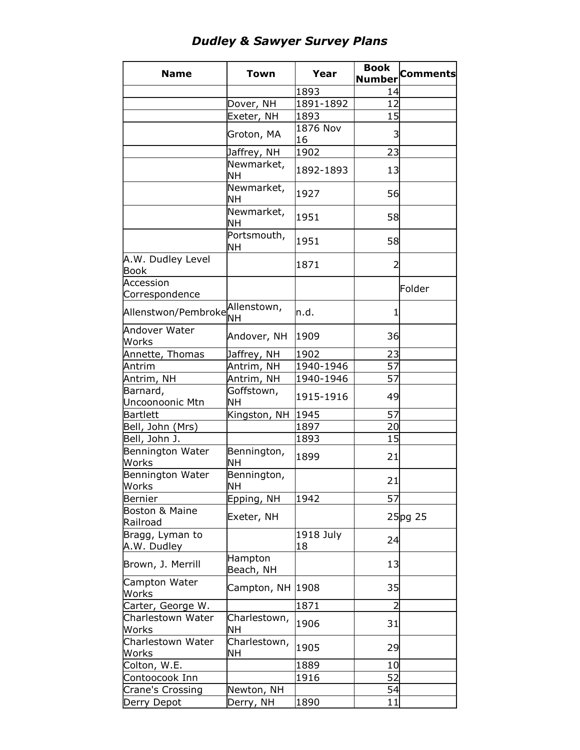# *Dudley & Sawyer Survey Plans*

| Name | Town | Year | Book Number | Comments |
|---|---|---|---|---|
| | | 1893 | 14 | |
| | Dover, NH | 1891-1892 | 12 | |
| | Exeter, NH | 1893 | 15 | |
| | Groton, MA | 1876 Nov 16 | 3 | |
| | Jaffrey, NH | 1902 | 23 | |
| | Newmarket, NH | 1892-1893 | 13 | |
| | Newmarket, NH | 1927 | 56 | |
| | Newmarket, NH | 1951 | 58 | |
| | Portsmouth, NH | 1951 | 58 | |
| A.W. Dudley Level Book | | 1871 | 2 | |
| Accession Correspondence | | | | Folder |
| Allenstwon/Pembroke | Allenstown, NH | n.d. | 1 | |
| Andover Water Works | Andover, NH | 1909 | 36 | |
| Annette, Thomas | Jaffrey, NH | 1902 | 23 | |
| Antrim | Antrim, NH | 1940-1946 | 57 | |
| Antrim, NH | Antrim, NH | 1940-1946 | 57 | |
| Barnard, Uncoonoonic Mtn | Goffstown, NH | 1915-1916 | 49 | |
| Bartlett | Kingston, NH | 1945 | 57 | |
| Bell, John (Mrs) | | 1897 | 20 | |
| Bell, John J. | | 1893 | 15 | |
| Bennington Water Works | Bennington, NH | 1899 | 21 | |
| Bennington Water Works | Bennington, NH | | 21 | |
| Bernier | Epping, NH | 1942 | 57 | |
| Boston & Maine Railroad | Exeter, NH | | 25 | pg 25 |
| Bragg, Lyman to A.W. Dudley | | 1918 July 18 | 24 | |
| Brown, J. Merrill | Hampton Beach, NH | | 13 | |
| Campton Water Works | Campton, NH | 1908 | 35 | |
| Carter, George W. | | 1871 | 2 | |
| Charlestown Water Works | Charlestown, NH | 1906 | 31 | |
| Charlestown Water Works | Charlestown, NH | 1905 | 29 | |
| Colton, W.E. | | 1889 | 10 | |
| Contoocook Inn | | 1916 | 52 | |
| Crane's Crossing | Newton, NH | | 54 | |
| Derry Depot | Derry, NH | 1890 | 11 | |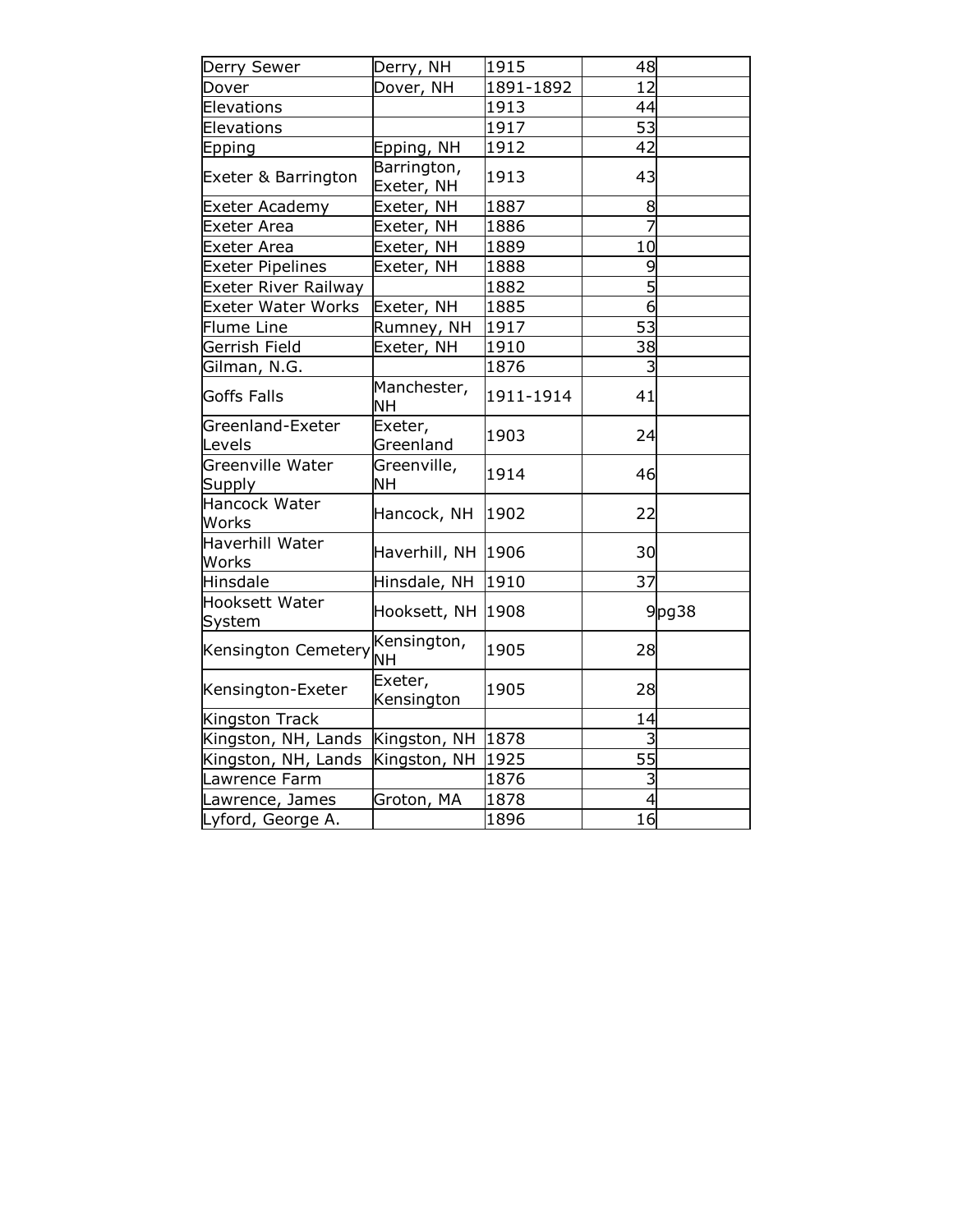| | | | | |
|---|---|---|---|---|
| Derry Sewer | Derry, NH | 1915 | 48 | |
| Dover | Dover, NH | 1891-1892 | 12 | |
| Elevations | | 1913 | 44 | |
| Elevations | | 1917 | 53 | |
| Epping | Epping, NH | 1912 | 42 | |
| Exeter & Barrington | Barrington, Exeter, NH | 1913 | 43 | |
| Exeter Academy | Exeter, NH | 1887 | 8 | |
| Exeter Area | Exeter, NH | 1886 | 7 | |
| Exeter Area | Exeter, NH | 1889 | 10 | |
| Exeter Pipelines | Exeter, NH | 1888 | 9 | |
| Exeter River Railway | | 1882 | 5 | |
| Exeter Water Works | Exeter, NH | 1885 | 6 | |
| Flume Line | Rumney, NH | 1917 | 53 | |
| Gerrish Field | Exeter, NH | 1910 | 38 | |
| Gilman, N.G. | | 1876 | 3 | |
| Goffs Falls | Manchester, NH | 1911-1914 | 41 | |
| Greenland-Exeter Levels | Exeter, Greenland | 1903 | 24 | |
| Greenville Water Supply | Greenville, NH | 1914 | 46 | |
| Hancock Water Works | Hancock, NH | 1902 | 22 | |
| Haverhill Water Works | Haverhill, NH | 1906 | 30 | |
| Hinsdale | Hinsdale, NH | 1910 | 37 | |
| Hooksett Water System | Hooksett, NH | 1908 | 9 | pg38 |
| Kensington Cemetery | Kensington, NH | 1905 | 28 | |
| Kensington-Exeter | Exeter, Kensington | 1905 | 28 | |
| Kingston Track | | | 14 | |
| Kingston, NH, Lands | Kingston, NH | 1878 | 3 | |
| Kingston, NH, Lands | Kingston, NH | 1925 | 55 | |
| Lawrence Farm | | 1876 | 3 | |
| Lawrence, James | Groton, MA | 1878 | 4 | |
| Lyford, George A. | | 1896 | 16 | |